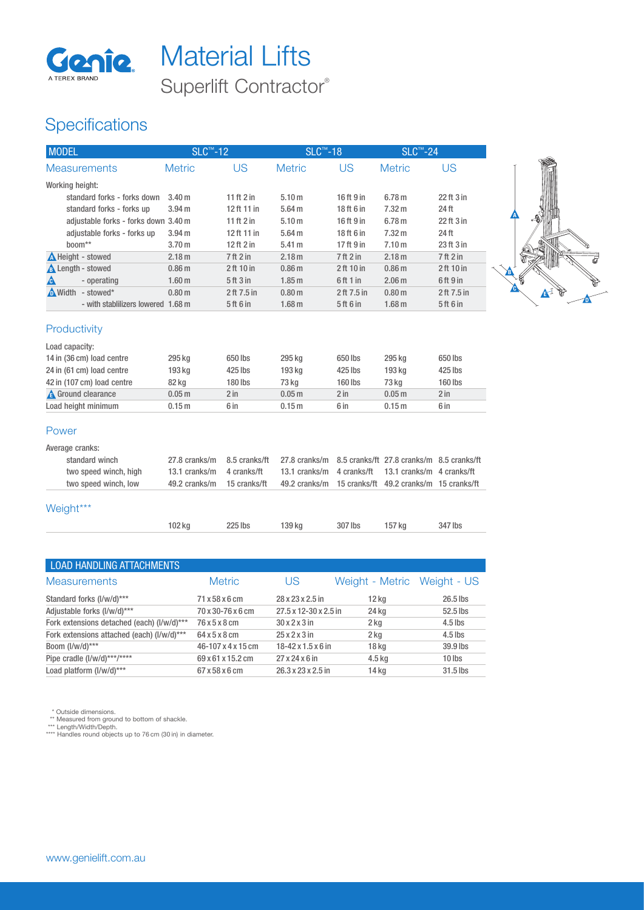# Material Lifts

## Superlift Contractor®

## Specifications

| MODEL | SLC™-12 | | SLC™-18 | | SLC™-24 | |
|---|---|---|---|---|---|---|
| Measurements | Metric | US | Metric | US | Metric | US |
| Working height: | | | | | | |
| standard forks - forks down | 3.40 m | 11 ft 2 in | 5.10 m | 16 ft 9 in | 6.78 m | 22 ft 3 in |
| standard forks - forks up | 3.94 m | 12 ft 11 in | 5.64 m | 18 ft 6 in | 7.32 m | 24 ft |
| adjustable forks - forks down | 3.40 m | 11 ft 2 in | 5.10 m | 16 ft 9 in | 6.78 m | 22 ft 3 in |
| adjustable forks - forks up | 3.94 m | 12 ft 11 in | 5.64 m | 18 ft 6 in | 7.32 m | 24 ft |
| boom** | 3.70 m | 12 ft 2 in | 5.41 m | 17 ft 9 in | 7.10 m | 23 ft 3 in |
| A Height - stowed | 2.18 m | 7 ft 2 in | 2.18 m | 7 ft 2 in | 2.18 m | 7 ft 2 in |
| B Length - stowed | 0.86 m | 2 ft 10 in | 0.86 m | 2 ft 10 in | 0.86 m | 2 ft 10 in |
| C - operating | 1.60 m | 5 ft 3 in | 1.85 m | 6 ft 1 in | 2.06 m | 6 ft 9 in |
| D Width - stowed* | 0.80 m | 2 ft 7.5 in | 0.80 m | 2 ft 7.5 in | 0.80 m | 2 ft 7.5 in |
| - with stablilizers lowered | 1.68 m | 5 ft 6 in | 1.68 m | 5 ft 6 in | 1.68 m | 5 ft 6 in |

### Productivity

| | | | | | | |
|---|---|---|---|---|---|---|
| Load capacity: | | | | | | |
| 14 in (36 cm) load centre | 295 kg | 650 lbs | 295 kg | 650 lbs | 295 kg | 650 lbs |
| 24 in (61 cm) load centre | 193 kg | 425 lbs | 193 kg | 425 lbs | 193 kg | 425 lbs |
| 42 in (107 cm) load centre | 82 kg | 180 lbs | 73 kg | 160 lbs | 73 kg | 160 lbs |
| E Ground clearance | 0.05 m | 2 in | 0.05 m | 2 in | 0.05 m | 2 in |
| Load height minimum | 0.15 m | 6 in | 0.15 m | 6 in | 0.15 m | 6 in |

### Power

| | | | | | | |
|---|---|---|---|---|---|---|
| Average cranks: | | | | | | |
| standard winch | 27.8 cranks/m | 8.5 cranks/ft | 27.8 cranks/m | 8.5 cranks/ft | 27.8 cranks/m | 8.5 cranks/ft |
| two speed winch, high | 13.1 cranks/m | 4 cranks/ft | 13.1 cranks/m | 4 cranks/ft | 13.1 cranks/m | 4 cranks/ft |
| two speed winch, low | 49.2 cranks/m | 15 cranks/ft | 49.2 cranks/m | 15 cranks/ft | 49.2 cranks/m | 15 cranks/ft |

### Weight***

| | | | | | | |
|---|---|---|---|---|---|---|
| | 102 kg | 225 lbs | 139 kg | 307 lbs | 157 kg | 347 lbs |

| LOAD HANDLING ATTACHMENTS | | | | |
|---|---|---|---|---|
| Measurements | Metric | US | Weight - Metric | Weight - US |
| Standard forks (l/w/d)*** | 71 x 58 x 6 cm | 28 x 23 x 2.5 in | 12 kg | 26.5 lbs |
| Adjustable forks (l/w/d)*** | 70 x 30-76 x 6 cm | 27.5 x 12-30 x 2.5 in | 24 kg | 52.5 lbs |
| Fork extensions detached (each) (l/w/d)*** | 76 x 5 x 8 cm | 30 x 2 x 3 in | 2 kg | 4.5 lbs |
| Fork extensions attached (each) (l/w/d)*** | 64 x 5 x 8 cm | 25 x 2 x 3 in | 2 kg | 4.5 lbs |
| Boom (l/w/d)*** | 46-107 x 4 x 15 cm | 18-42 x 1.5 x 6 in | 18 kg | 39.9 lbs |
| Pipe cradle (l/w/d)***/**** | 69 x 61 x 15.2 cm | 27 x 24 x 6 in | 4.5 kg | 10 lbs |
| Load platform (l/w/d)*** | 67 x 58 x 6 cm | 26.3 x 23 x 2.5 in | 14 kg | 31.5 lbs |

\* Outside dimensions.
** Measured from ground to bottom of shackle.
*** Length/Width/Depth.
**** Handles round objects up to 76 cm (30 in) in diameter.

www.genielift.com.au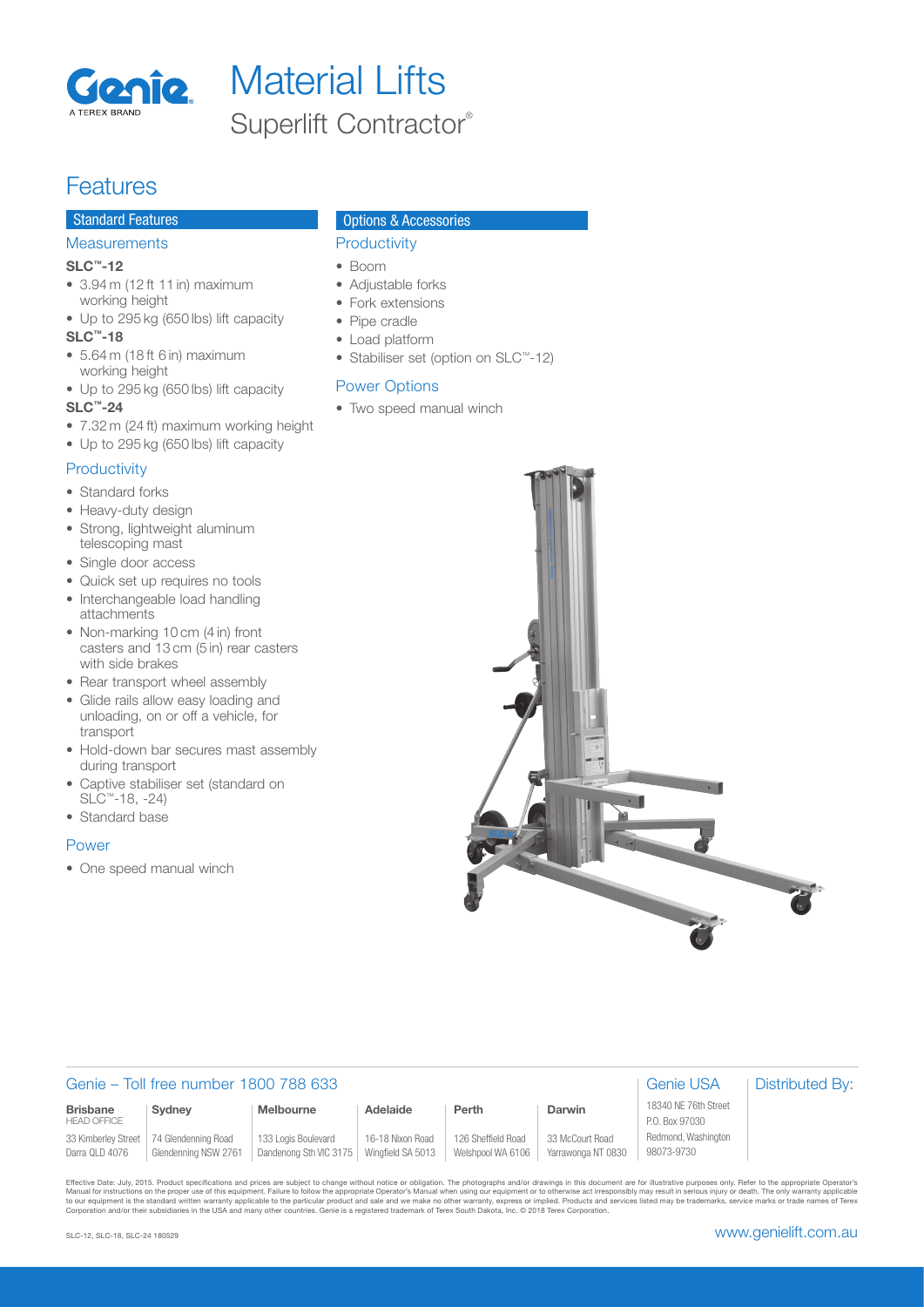# Material Lifts

## Superlift Contractor®

## Features

### Standard Features

#### Measurements

**SLC™-12**

- 3.94 m (12 ft 11 in) maximum working height
- Up to 295 kg (650 lbs) lift capacity

**SLC™-18**

- 5.64 m (18 ft 6 in) maximum working height
- Up to 295 kg (650 lbs) lift capacity

**SLC™-24**

- 7.32 m (24 ft) maximum working height
- Up to 295 kg (650 lbs) lift capacity

#### Productivity

- Standard forks
- Heavy-duty design
- Strong, lightweight aluminum telescoping mast
- Single door access
- Quick set up requires no tools
- Interchangeable load handling attachments
- Non-marking 10 cm (4 in) front casters and 13 cm (5 in) rear casters with side brakes
- Rear transport wheel assembly
- Glide rails allow easy loading and unloading, on or off a vehicle, for transport
- Hold-down bar secures mast assembly during transport
- Captive stabiliser set (standard on SLC™-18, -24)
- Standard base

#### Power

- One speed manual winch

### Options & Accessories

#### Productivity

- Boom
- Adjustable forks
- Fork extensions
- Pipe cradle
- Load platform
- Stabiliser set (option on SLC™-12)

#### Power Options

- Two speed manual winch

---

Genie – Toll free number 1800 788 633

| Brisbane HEAD OFFICE | Sydney | Melbourne | Adelaide | Perth | Darwin |
|---|---|---|---|---|---|
| 33 Kimberley Street Darra QLD 4076 | 74 Glendenning Road Glendenning NSW 2761 | 133 Logis Boulevard Dandenong Sth VIC 3175 | 16-18 Nixon Road Wingfield SA 5013 | 126 Sheffield Road Welshpool WA 6106 | 33 McCourt Road Yarrawonga NT 0830 |

Genie USA
18340 NE 76th Street
P.O. Box 97030
Redmond, Washington
98073-9730

Distributed By:

Effective Date: July, 2015. Product specifications and prices are subject to change without notice or obligation. The photographs and/or drawings in this document are for illustrative purposes only. Refer to the appropriate Operator's Manual for instructions on the proper use of this equipment. Failure to follow the appropriate Operator's Manual when using our equipment or to otherwise act irresponsibly may result in serious injury or death. The only warranty applicable to our equipment is the standard written warranty applicable to the particular product and sale and we make no other warranty, express or implied. Products and services listed may be trademarks, service marks or trade names of Terex Corporation and/or their subsidiaries in the USA and many other countries. Genie is a registered trademark of Terex South Dakota, Inc. © 2018 Terex Corporation.

SLC-12, SLC-18, SLC-24 180529

www.genielift.com.au